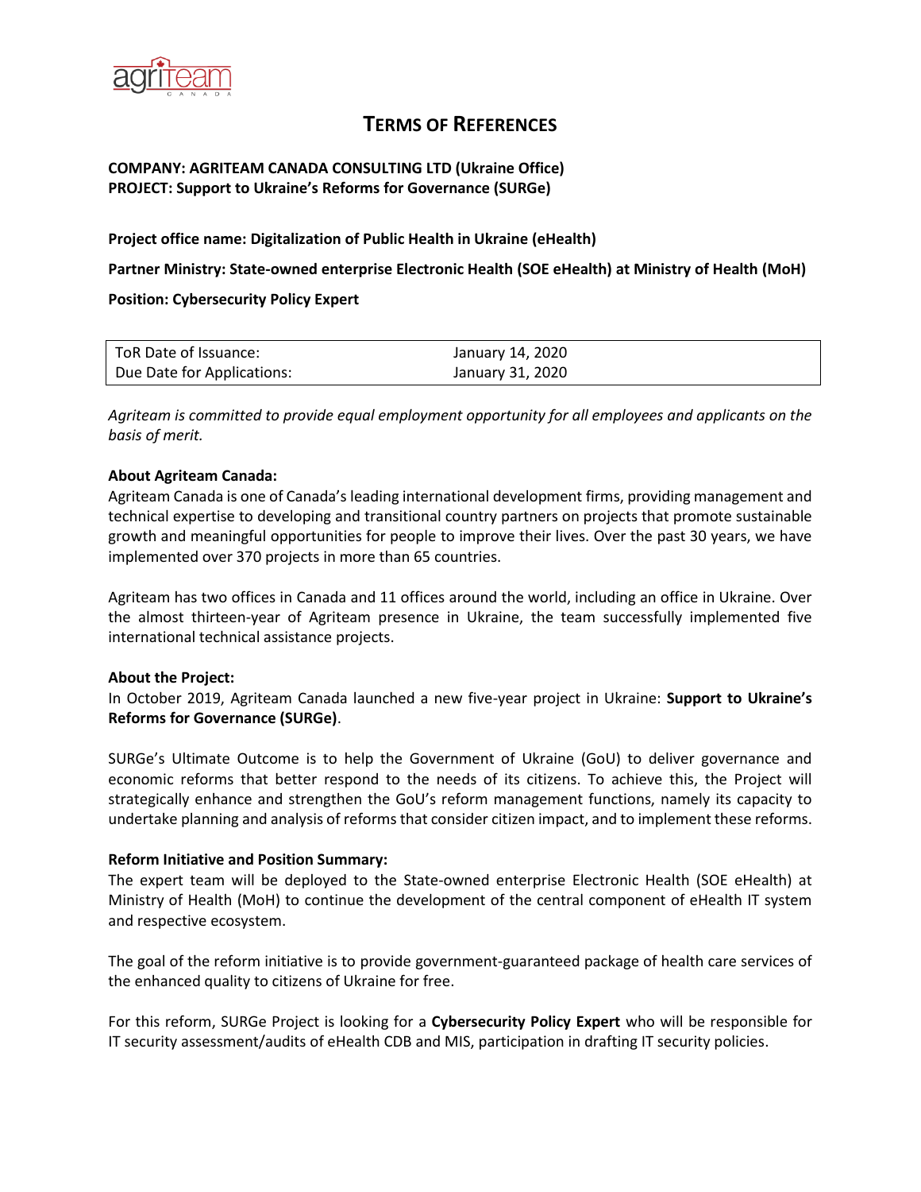# TERMS OF REFERENCES

**COMPANY: AGRITEAM CANADA CONSULTING LTD (Ukraine Office)**
**PROJECT: Support to Ukraine's Reforms for Governance (SURGe)**

**Project office name: Digitalization of Public Health in Ukraine (eHealth)**

**Partner Ministry: State-owned enterprise Electronic Health (SOE eHealth) at Ministry of Health (MoH)**

**Position: Cybersecurity Policy Expert**

| ToR Date of Issuance: | January 14, 2020 |
|---|---|
| Due Date for Applications: | January 31, 2020 |

*Agriteam is committed to provide equal employment opportunity for all employees and applicants on the basis of merit.*

**About Agriteam Canada:**
Agriteam Canada is one of Canada's leading international development firms, providing management and technical expertise to developing and transitional country partners on projects that promote sustainable growth and meaningful opportunities for people to improve their lives. Over the past 30 years, we have implemented over 370 projects in more than 65 countries.

Agriteam has two offices in Canada and 11 offices around the world, including an office in Ukraine. Over the almost thirteen-year of Agriteam presence in Ukraine, the team successfully implemented five international technical assistance projects.

**About the Project:**
In October 2019, Agriteam Canada launched a new five-year project in Ukraine: **Support to Ukraine's Reforms for Governance (SURGe)**.

SURGe's Ultimate Outcome is to help the Government of Ukraine (GoU) to deliver governance and economic reforms that better respond to the needs of its citizens. To achieve this, the Project will strategically enhance and strengthen the GoU's reform management functions, namely its capacity to undertake planning and analysis of reforms that consider citizen impact, and to implement these reforms.

**Reform Initiative and Position Summary:**
The expert team will be deployed to the State-owned enterprise Electronic Health (SOE eHealth) at Ministry of Health (MoH) to continue the development of the central component of eHealth IT system and respective ecosystem.

The goal of the reform initiative is to provide government-guaranteed package of health care services of the enhanced quality to citizens of Ukraine for free.

For this reform, SURGe Project is looking for a **Cybersecurity Policy Expert** who will be responsible for IT security assessment/audits of eHealth CDB and MIS, participation in drafting IT security policies.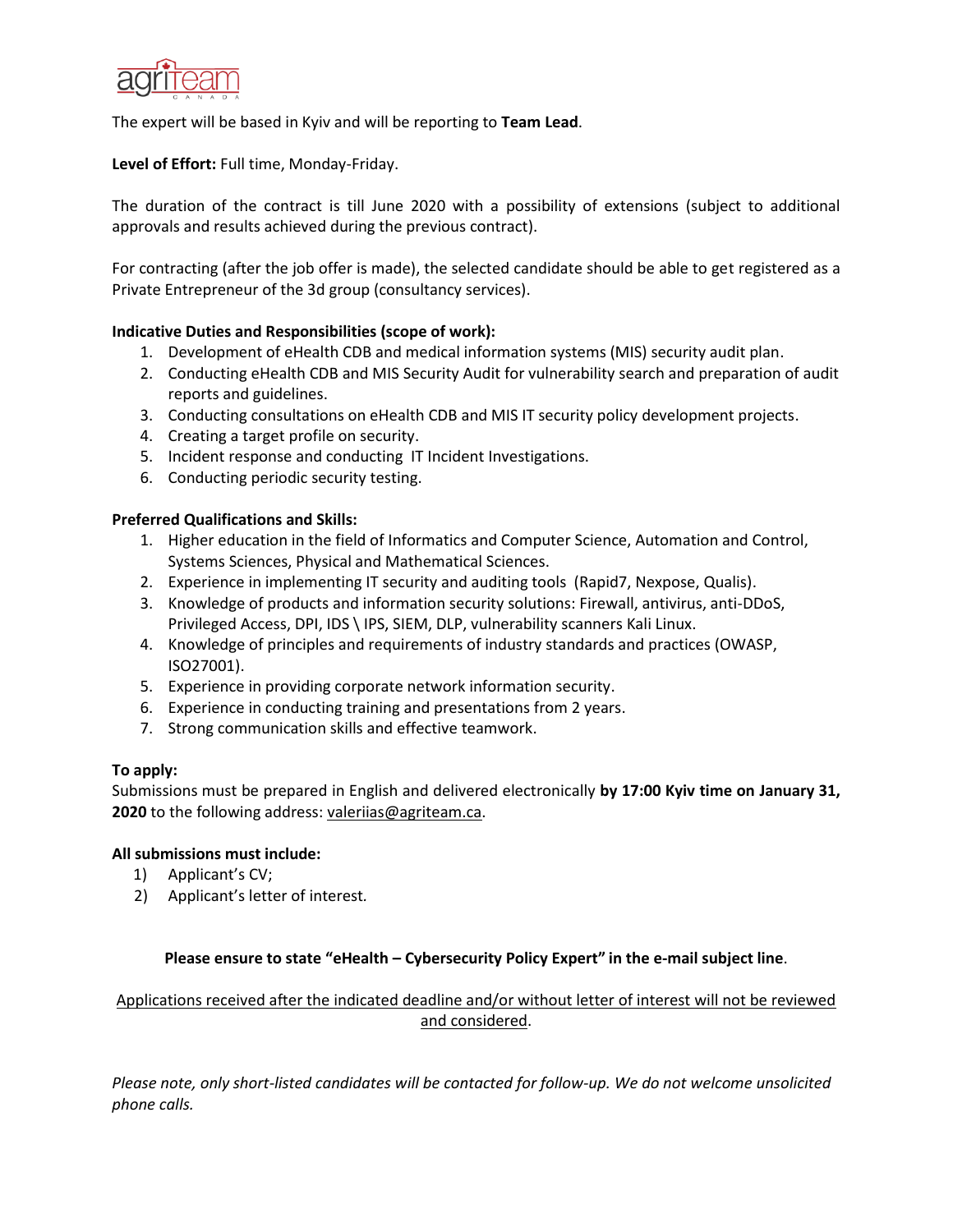The expert will be based in Kyiv and will be reporting to **Team Lead**.

**Level of Effort:** Full time, Monday-Friday.

The duration of the contract is till June 2020 with a possibility of extensions (subject to additional approvals and results achieved during the previous contract).

For contracting (after the job offer is made), the selected candidate should be able to get registered as a Private Entrepreneur of the 3d group (consultancy services).

**Indicative Duties and Responsibilities (scope of work):**

1. Development of eHealth CDB and medical information systems (MIS) security audit plan.
2. Conducting eHealth CDB and MIS Security Audit for vulnerability search and preparation of audit reports and guidelines.
3. Conducting consultations on eHealth CDB and MIS IT security policy development projects.
4. Creating a target profile on security.
5. Incident response and conducting IT Incident Investigations.
6. Conducting periodic security testing.

**Preferred Qualifications and Skills:**

1. Higher education in the field of Informatics and Computer Science, Automation and Control, Systems Sciences, Physical and Mathematical Sciences.
2. Experience in implementing IT security and auditing tools (Rapid7, Nexpose, Qualis).
3. Knowledge of products and information security solutions: Firewall, antivirus, anti-DDoS, Privileged Access, DPI, IDS \ IPS, SIEM, DLP, vulnerability scanners Kali Linux.
4. Knowledge of principles and requirements of industry standards and practices (OWASP, ISO27001).
5. Experience in providing corporate network information security.
6. Experience in conducting training and presentations from 2 years.
7. Strong communication skills and effective teamwork.

**To apply:**

Submissions must be prepared in English and delivered electronically **by 17:00 Kyiv time on January 31, 2020** to the following address: valeriias@agriteam.ca.

**All submissions must include:**

1) Applicant's CV;
2) Applicant's letter of interest.

**Please ensure to state "eHealth – Cybersecurity Policy Expert" in the e-mail subject line**.

Applications received after the indicated deadline and/or without letter of interest will not be reviewed and considered.

*Please note, only short-listed candidates will be contacted for follow-up. We do not welcome unsolicited phone calls.*